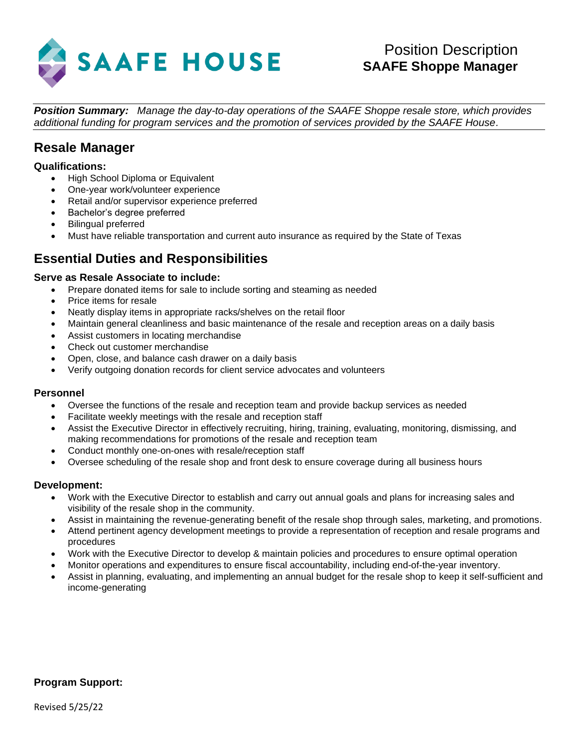SAAFE HOUSE

Position Description
**SAAFE Shoppe Manager**

***Position Summary:*** *Manage the day-to-day operations of the SAAFE Shoppe resale store, which provides additional funding for program services and the promotion of services provided by the SAAFE House.*

## Resale Manager

**Qualifications:**

- High School Diploma or Equivalent
- One-year work/volunteer experience
- Retail and/or supervisor experience preferred
- Bachelor's degree preferred
- Bilingual preferred
- Must have reliable transportation and current auto insurance as required by the State of Texas

## Essential Duties and Responsibilities

**Serve as Resale Associate to include:**

- Prepare donated items for sale to include sorting and steaming as needed
- Price items for resale
- Neatly display items in appropriate racks/shelves on the retail floor
- Maintain general cleanliness and basic maintenance of the resale and reception areas on a daily basis
- Assist customers in locating merchandise
- Check out customer merchandise
- Open, close, and balance cash drawer on a daily basis
- Verify outgoing donation records for client service advocates and volunteers

**Personnel**

- Oversee the functions of the resale and reception team and provide backup services as needed
- Facilitate weekly meetings with the resale and reception staff
- Assist the Executive Director in effectively recruiting, hiring, training, evaluating, monitoring, dismissing, and making recommendations for promotions of the resale and reception team
- Conduct monthly one-on-ones with resale/reception staff
- Oversee scheduling of the resale shop and front desk to ensure coverage during all business hours

**Development:**

- Work with the Executive Director to establish and carry out annual goals and plans for increasing sales and visibility of the resale shop in the community.
- Assist in maintaining the revenue-generating benefit of the resale shop through sales, marketing, and promotions.
- Attend pertinent agency development meetings to provide a representation of reception and resale programs and procedures
- Work with the Executive Director to develop & maintain policies and procedures to ensure optimal operation
- Monitor operations and expenditures to ensure fiscal accountability, including end-of-the-year inventory.
- Assist in planning, evaluating, and implementing an annual budget for the resale shop to keep it self-sufficient and income-generating

**Program Support:**

Revised 5/25/22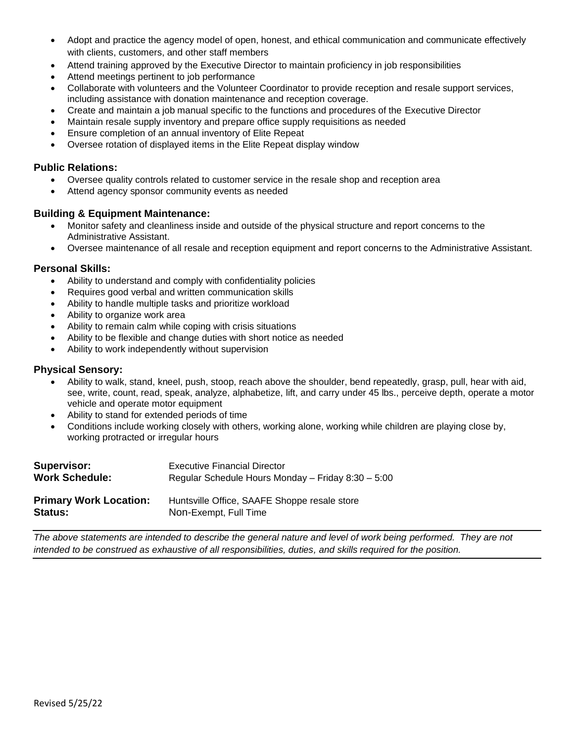- Adopt and practice the agency model of open, honest, and ethical communication and communicate effectively with clients, customers, and other staff members
- Attend training approved by the Executive Director to maintain proficiency in job responsibilities
- Attend meetings pertinent to job performance
- Collaborate with volunteers and the Volunteer Coordinator to provide reception and resale support services, including assistance with donation maintenance and reception coverage.
- Create and maintain a job manual specific to the functions and procedures of the Executive Director
- Maintain resale supply inventory and prepare office supply requisitions as needed
- Ensure completion of an annual inventory of Elite Repeat
- Oversee rotation of displayed items in the Elite Repeat display window

**Public Relations:**

- Oversee quality controls related to customer service in the resale shop and reception area
- Attend agency sponsor community events as needed

**Building & Equipment Maintenance:**

- Monitor safety and cleanliness inside and outside of the physical structure and report concerns to the Administrative Assistant.
- Oversee maintenance of all resale and reception equipment and report concerns to the Administrative Assistant.

**Personal Skills:**

- Ability to understand and comply with confidentiality policies
- Requires good verbal and written communication skills
- Ability to handle multiple tasks and prioritize workload
- Ability to organize work area
- Ability to remain calm while coping with crisis situations
- Ability to be flexible and change duties with short notice as needed
- Ability to work independently without supervision

**Physical Sensory:**

- Ability to walk, stand, kneel, push, stoop, reach above the shoulder, bend repeatedly, grasp, pull, hear with aid, see, write, count, read, speak, analyze, alphabetize, lift, and carry under 45 lbs., perceive depth, operate a motor vehicle and operate motor equipment
- Ability to stand for extended periods of time
- Conditions include working closely with others, working alone, working while children are playing close by, working protracted or irregular hours

**Supervisor:** Executive Financial Director
**Work Schedule:** Regular Schedule Hours Monday – Friday 8:30 – 5:00

**Primary Work Location:** Huntsville Office, SAAFE Shoppe resale store
**Status:** Non-Exempt, Full Time

*The above statements are intended to describe the general nature and level of work being performed. They are not intended to be construed as exhaustive of all responsibilities, duties, and skills required for the position.*

Revised 5/25/22